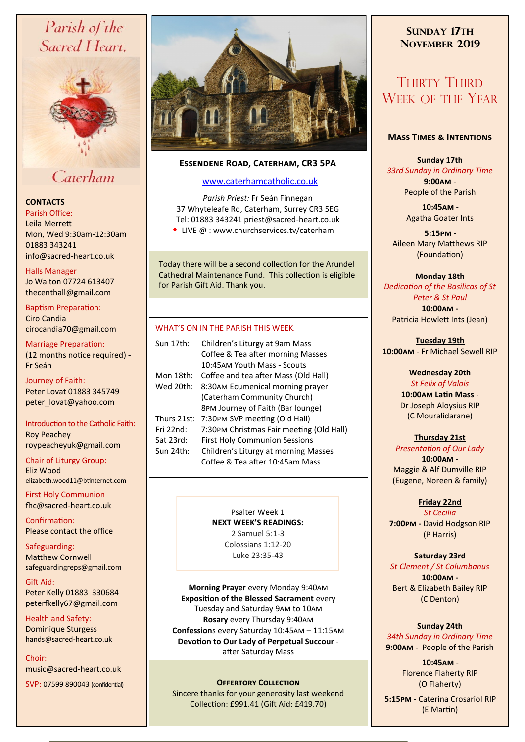# Parish of the Sacred Heart, Caterham

**CONTACTS**

Parish Office:
Leila Merrett
Mon, Wed 9:30am-12:30am
01883 343241
info@sacred-heart.co.uk

Halls Manager
Jo Waiton 07724 613407
thecenthall@gmail.com

Baptism Preparation:
Ciro Candia
cirocandia70@gmail.com

Marriage Preparation:
(12 months notice required) - Fr Seán

Journey of Faith:
Peter Lovat 01883 345749
peter_lovat@yahoo.com

Introduction to the Catholic Faith:
Roy Peachey
roypeacheyuk@gmail.com

Chair of Liturgy Group:
Eliz Wood
elizabeth.wood11@btinternet.com

First Holy Communion
fhc@sacred-heart.co.uk

Confirmation:
Please contact the office

Safeguarding:
Matthew Cornwell
safeguardingreps@gmail.com

Gift Aid:
Peter Kelly 01883 330684
peterfkelly67@gmail.com

Health and Safety:
Dominique Sturgess
hands@sacred-heart.co.uk

Choir:
music@sacred-heart.co.uk

SVP: 07599 890043 (confidential)

## Essendene Road, Caterham, CR3 5PA

www.caterhamcatholic.co.uk

*Parish Priest:* Fr Seán Finnegan
37 Whyteleafe Rd, Caterham, Surrey CR3 5EG
Tel: 01883 343241 priest@sacred-heart.co.uk

- LIVE @ : www.churchservices.tv/caterham

Today there will be a second collection for the Arundel Cathedral Maintenance Fund. This collection is eligible for Parish Gift Aid. Thank you.

### WHAT'S ON IN THE PARISH THIS WEEK

| | |
|---|---|
| Sun 17th: | Children's Liturgy at 9am Mass |
| | Coffee & Tea after morning Masses |
| | 10:45AM Youth Mass - Scouts |
| Mon 18th: | Coffee and tea after Mass (Old Hall) |
| Wed 20th: | 8:30AM Ecumenical morning prayer (Caterham Community Church) |
| | 8PM Journey of Faith (Bar lounge) |
| Thurs 21st: | 7:30PM SVP meeting (Old Hall) |
| Fri 22nd: | 7:30PM Christmas Fair meeting (Old Hall) |
| Sat 23rd: | First Holy Communion Sessions |
| Sun 24th: | Children's Liturgy at morning Masses |
| | Coffee & Tea after 10:45am Mass |

Psalter Week 1

**NEXT WEEK'S READINGS:**
2 Samuel 5:1-3
Colossians 1:12-20
Luke 23:35-43

**Morning Prayer** every Monday 9:40AM
**Exposition of the Blessed Sacrament** every Tuesday and Saturday 9AM to 10AM
**Rosary** every Thursday 9:40AM
**Confession**s every Saturday 10:45AM – 11:15AM
**Devotion to Our Lady of Perpetual Succour** - after Saturday Mass

**OFFERTORY COLLECTION**
Sincere thanks for your generosity last weekend
Collection: £991.41 (Gift Aid: £419.70)

## Sunday 17th November 2019

# Thirty Third Week of the Year

### Mass Times & Intentions

**Sunday 17th**
*33rd Sunday in Ordinary Time*
**9:00AM** - People of the Parish
**10:45AM** - Agatha Goater Ints
**5:15PM** - Aileen Mary Matthews RIP (Foundation)

**Monday 18th**
*Dedication of the Basilicas of St Peter & St Paul*
**10:00AM** - Patricia Howlett Ints (Jean)

**Tuesday 19th**
**10:00AM** - Fr Michael Sewell RIP

**Wednesday 20th**
*St Felix of Valois*
**10:00AM Latin Mass** - Dr Joseph Aloysius RIP (C Mouralidarane)

**Thursday 21st**
*Presentation of Our Lady*
**10:00AM** - Maggie & Alf Dumville RIP (Eugene, Noreen & family)

**Friday 22nd**
*St Cecilia*
**7:00PM** - David Hodgson RIP (P Harris)

**Saturday 23rd**
*St Clement / St Columbanus*
**10:00AM** - Bert & Elizabeth Bailey RIP (C Denton)

**Sunday 24th**
*34th Sunday in Ordinary Time*
**9:00AM** - People of the Parish
**10:45AM** - Florence Flaherty RIP (O Flaherty)
**5:15PM** - Caterina Crosariol RIP (E Martin)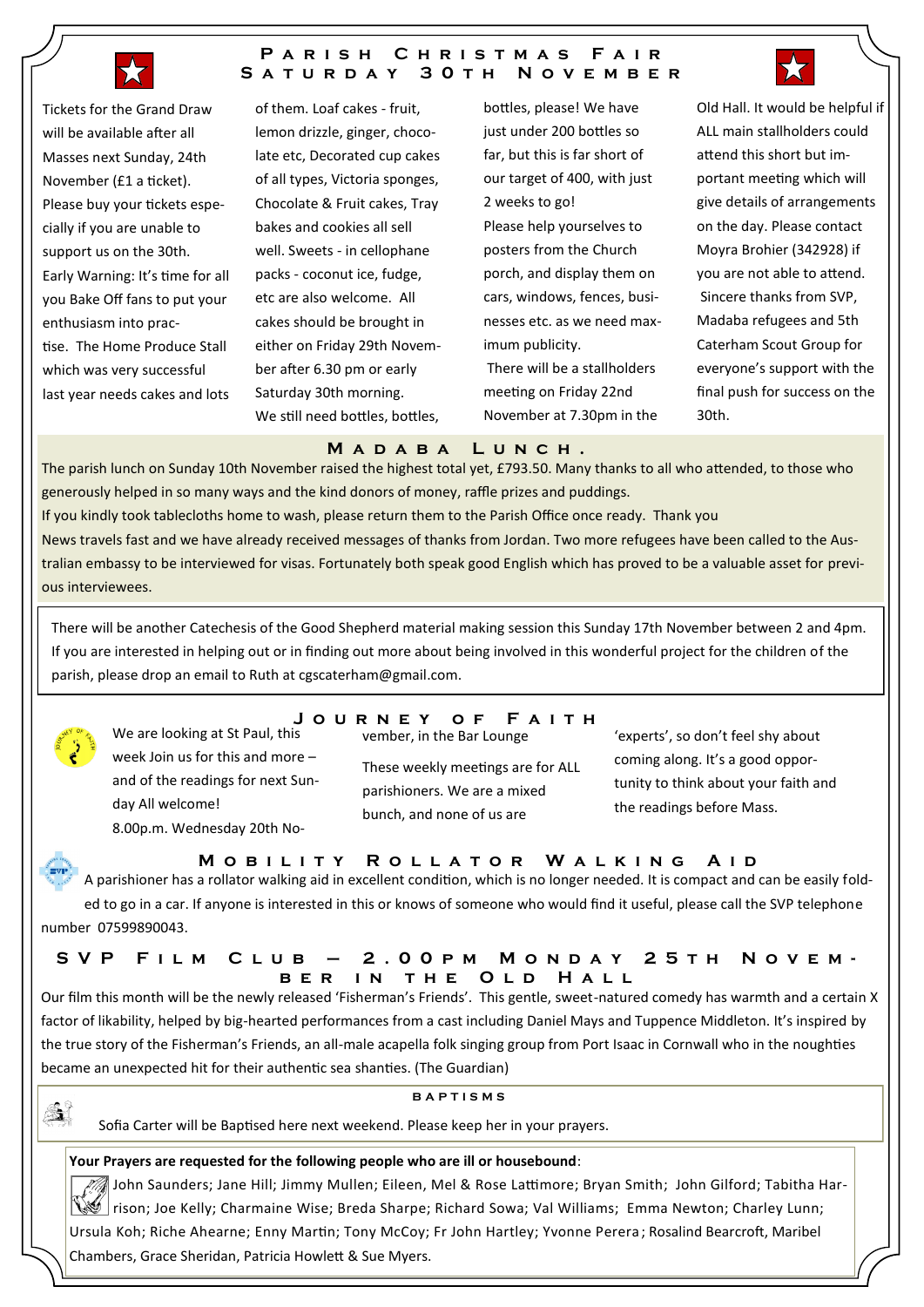## Parish Christmas Fair Saturday 30th November

Tickets for the Grand Draw will be available after all Masses next Sunday, 24th November (£1 a ticket). Please buy your tickets especially if you are unable to support us on the 30th.

Early Warning: It's time for all you Bake Off fans to put your enthusiasm into practise. The Home Produce Stall which was very successful last year needs cakes and lots of them. Loaf cakes - fruit, lemon drizzle, ginger, chocolate etc, Decorated cup cakes of all types, Victoria sponges, Chocolate & Fruit cakes, Tray bakes and cookies all sell well. Sweets - in cellophane packs - coconut ice, fudge, etc are also welcome. All cakes should be brought in either on Friday 29th November after 6.30 pm or early Saturday 30th morning.

We still need bottles, bottles, bottles, please! We have just under 200 bottles so far, but this is far short of our target of 400, with just 2 weeks to go!

Please help yourselves to posters from the Church porch, and display them on cars, windows, fences, businesses etc. as we need maximum publicity.

There will be a stallholders meeting on Friday 22nd November at 7.30pm in the Old Hall. It would be helpful if ALL main stallholders could attend this short but important meeting which will give details of arrangements on the day. Please contact Moyra Brohier (342928) if you are not able to attend.

Sincere thanks from SVP, Madaba refugees and 5th Caterham Scout Group for everyone's support with the final push for success on the 30th.

## Madaba Lunch.

The parish lunch on Sunday 10th November raised the highest total yet, £793.50. Many thanks to all who attended, to those who generously helped in so many ways and the kind donors of money, raffle prizes and puddings.

If you kindly took tablecloths home to wash, please return them to the Parish Office once ready. Thank you

News travels fast and we have already received messages of thanks from Jordan. Two more refugees have been called to the Australian embassy to be interviewed for visas. Fortunately both speak good English which has proved to be a valuable asset for previous interviewees.

There will be another Catechesis of the Good Shepherd material making session this Sunday 17th November between 2 and 4pm. If you are interested in helping out or in finding out more about being involved in this wonderful project for the children of the parish, please drop an email to Ruth at cgscaterham@gmail.com.

## Journey of Faith

We are looking at St Paul, this week Join us for this and more – and of the readings for next Sunday All welcome!

8.00p.m. Wednesday 20th November, in the Bar Lounge

These weekly meetings are for ALL parishioners. We are a mixed bunch, and none of us are 'experts', so don't feel shy about coming along. It's a good opportunity to think about your faith and the readings before Mass.

## Mobility Rollator Walking Aid

A parishioner has a rollator walking aid in excellent condition, which is no longer needed. It is compact and can be easily folded to go in a car. If anyone is interested in this or knows of someone who would find it useful, please call the SVP telephone number 07599890043.

## SVP Film Club – 2.00pm Monday 25th November in the Old Hall

Our film this month will be the newly released 'Fisherman's Friends'. This gentle, sweet-natured comedy has warmth and a certain X factor of likability, helped by big-hearted performances from a cast including Daniel Mays and Tuppence Middleton. It's inspired by the true story of the Fisherman's Friends, an all-male acapella folk singing group from Port Isaac in Cornwall who in the noughties became an unexpected hit for their authentic sea shanties. (The Guardian)

## Baptisms

Sofia Carter will be Baptised here next weekend. Please keep her in your prayers.

**Your Prayers are requested for the following people who are ill or housebound**:

John Saunders; Jane Hill; Jimmy Mullen; Eileen, Mel & Rose Lattimore; Bryan Smith; John Gilford; Tabitha Harrison; Joe Kelly; Charmaine Wise; Breda Sharpe; Richard Sowa; Val Williams; Emma Newton; Charley Lunn; Ursula Koh; Riche Ahearne; Enny Martin; Tony McCoy; Fr John Hartley; Yvonne Perera; Rosalind Bearcroft, Maribel Chambers, Grace Sheridan, Patricia Howlett & Sue Myers.